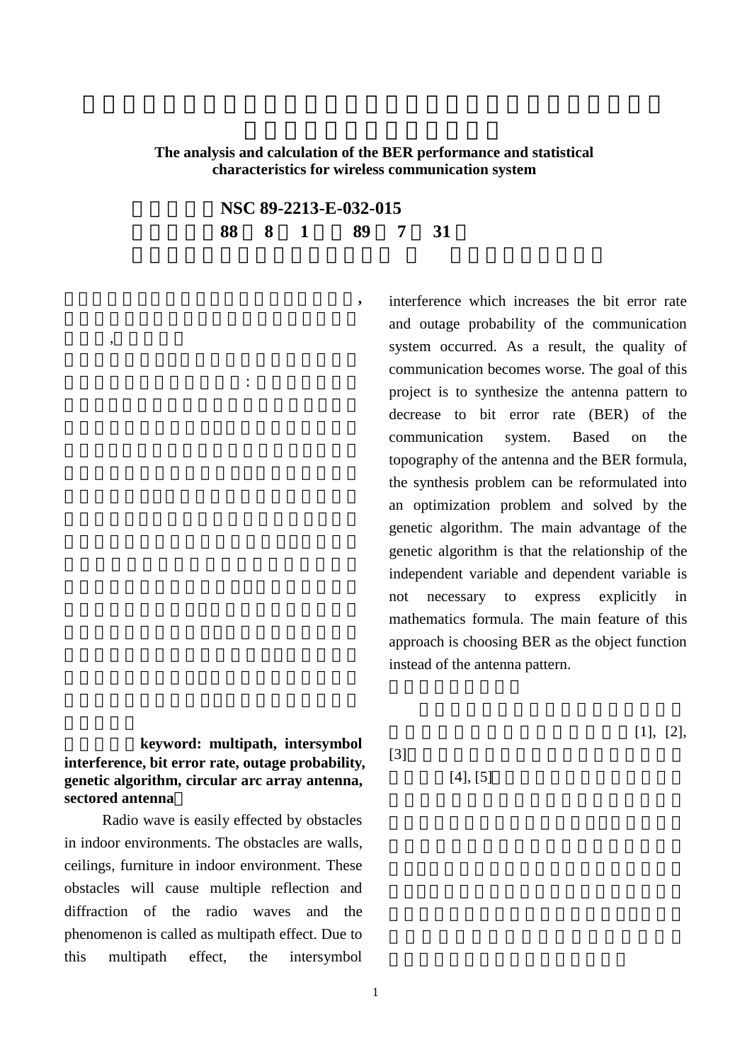**The analysis and calculation of the BER performance and statistical characteristics for wireless communication system**

**NSC 89-2213-E-032-015**

**88 8 1 89 7 31**

,

,

:

,

**keyword: multipath, intersymbol interference, bit error rate, outage probability, genetic algorithm, circular arc array antenna, sectored antenna**

Radio wave is easily effected by obstacles in indoor environments. The obstacles are walls, ceilings, furniture in indoor environment. These obstacles will cause multiple reflection and diffraction of the radio waves and the phenomenon is called as multipath effect. Due to this multipath effect, the intersymbol interference which increases the bit error rate and outage probability of the communication system occurred. As a result, the quality of communication becomes worse. The goal of this project is to synthesize the antenna pattern to decrease to bit error rate (BER) of the communication system. Based on the topography of the antenna and the BER formula, the synthesis problem can be reformulated into an optimization problem and solved by the genetic algorithm. The main advantage of the genetic algorithm is that the relationship of the independent variable and dependent variable is not necessary to express explicitly in mathematics formula. The main feature of this approach is choosing BER as the object function instead of the antenna pattern.

[1], [2], [3]

[4], [5]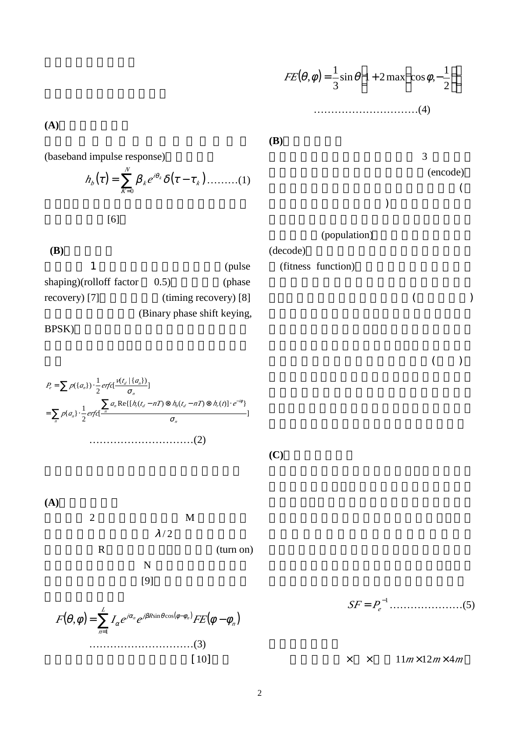(A)

(baseband impulse response)

$$h_b(\tau) = \sum_{K=0}^{N} \beta_k e^{j\theta_k} \delta(\tau - \tau_k) \ldots\ldots\ldots(1)$$

[6]

(B)

1 (pulse shaping)(rolloff factor 0.5) (phase recovery) [7] (timing recovery) [8] (Binary phase shift keying, BPSK)

$$P_e = \sum p(\{a_n\}) \cdot \frac{1}{2} erfc[\frac{v(t_d \mid \{a_n\})}{\sigma_n}]$$
$$= \sum_n p\{a_n\} \cdot \frac{1}{2} erfc[\frac{\sum_n a_n \operatorname{Re}\{[h_t(t_d - nT) \otimes h_b(t_d - nT) \otimes h_r(t)] \cdot e^{-j\varphi}\}}{\sigma_n}]$$

$\ldots\ldots\ldots\ldots\ldots\ldots\ldots\ldots\ldots\ldots(2)$

(A)

2 M $\lambda/2$ R (turn on) N [9]

$$F(\theta,\varphi) = \sum_{n=1}^{L} I_\alpha e^{j\alpha_n} e^{j\beta R \sin\theta \cos(\varphi - \varphi_n)} FE(\varphi - \varphi_n)$$

$\ldots\ldots\ldots\ldots\ldots\ldots\ldots\ldots\ldots\ldots(3)$

[10]

$$FE(\theta,\varphi) = \frac{1}{3}\sin\theta\left(1 + 2\max\left(\cos\varphi, -\frac{1}{2}\right)\right)$$

$\ldots\ldots\ldots\ldots\ldots\ldots\ldots\ldots\ldots\ldots(4)$

(B)

3 (encode) ( ) (population) (decode) (fitness function) ( ) ( )

(C)

$$SF = P_e^{-1} \ldots\ldots\ldots\ldots\ldots\ldots\ldots(5)$$

× × $11m \times 12m \times 4m$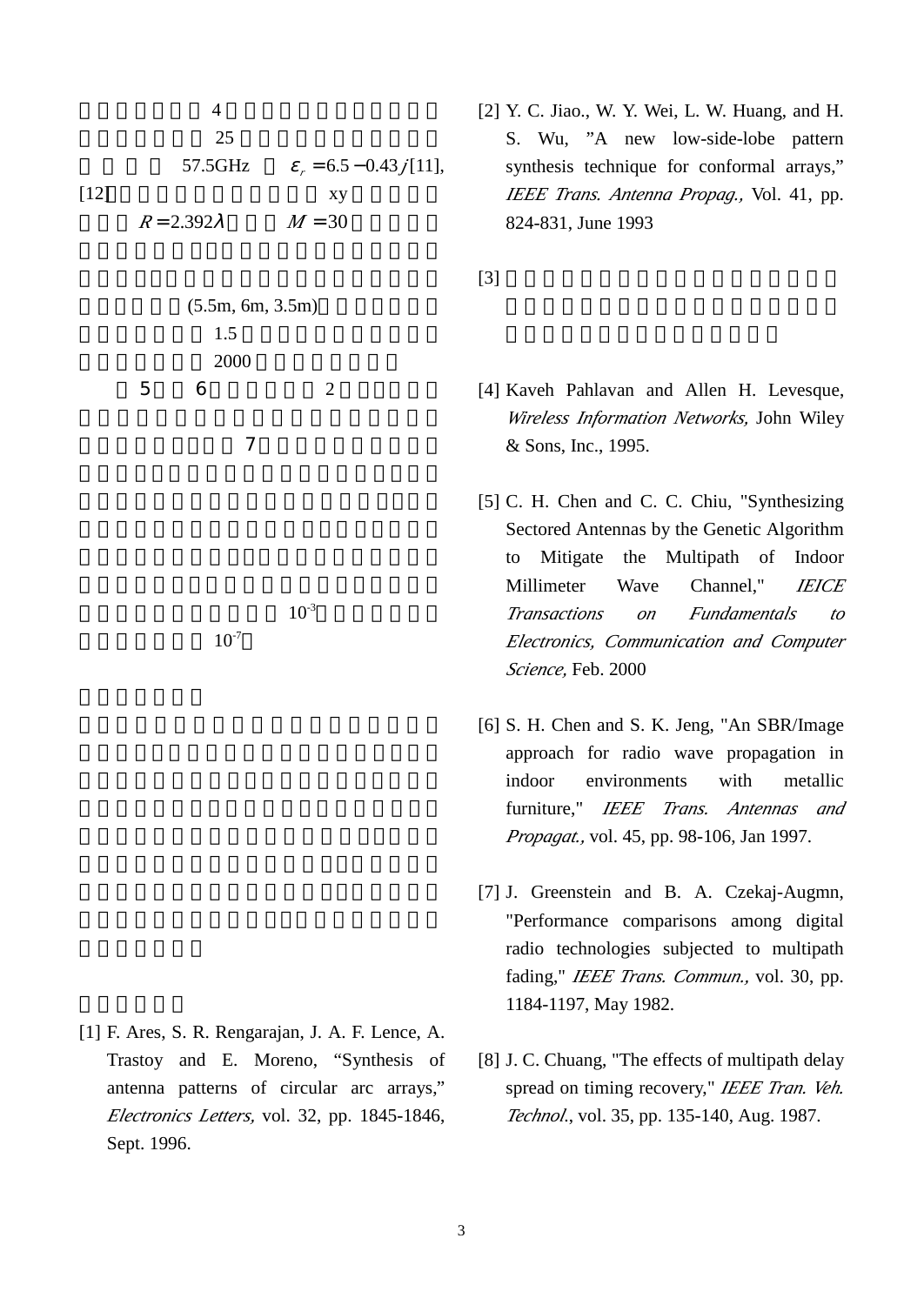4

25

57.5GHz $\varepsilon_r = 6.5 - 0.43j$ [11], [12] xy

$R = 2.392\lambda$ $M = 30$

(5.5m, 6m, 3.5m)

1.5

2000

5 6 2

7

$10^{-3}$

$10^{-7}$

[1] F. Ares, S. R. Rengarajan, J. A. F. Lence, A. Trastoy and E. Moreno, "Synthesis of antenna patterns of circular arc arrays," *Electronics Letters,* vol. 32, pp. 1845-1846, Sept. 1996.

[2] Y. C. Jiao., W. Y. Wei, L. W. Huang, and H. S. Wu, "A new low-side-lobe pattern synthesis technique for conformal arrays," *IEEE Trans. Antenna Propag.,* Vol. 41, pp. 824-831, June 1993

[3]

[4] Kaveh Pahlavan and Allen H. Levesque, *Wireless Information Networks,* John Wiley & Sons, Inc., 1995.

[5] C. H. Chen and C. C. Chiu, "Synthesizing Sectored Antennas by the Genetic Algorithm to Mitigate the Multipath of Indoor Millimeter Wave Channel," *IEICE Transactions on Fundamentals to Electronics, Communication and Computer Science,* Feb. 2000

[6] S. H. Chen and S. K. Jeng, "An SBR/Image approach for radio wave propagation in indoor environments with metallic furniture," *IEEE Trans. Antennas and Propagat.,* vol. 45, pp. 98-106, Jan 1997.

[7] J. Greenstein and B. A. Czekaj-Augmn, "Performance comparisons among digital radio technologies subjected to multipath fading," *IEEE Trans. Commun.,* vol. 30, pp. 1184-1197, May 1982.

[8] J. C. Chuang, "The effects of multipath delay spread on timing recovery," *IEEE Tran. Veh. Technol.*, vol. 35, pp. 135-140, Aug. 1987.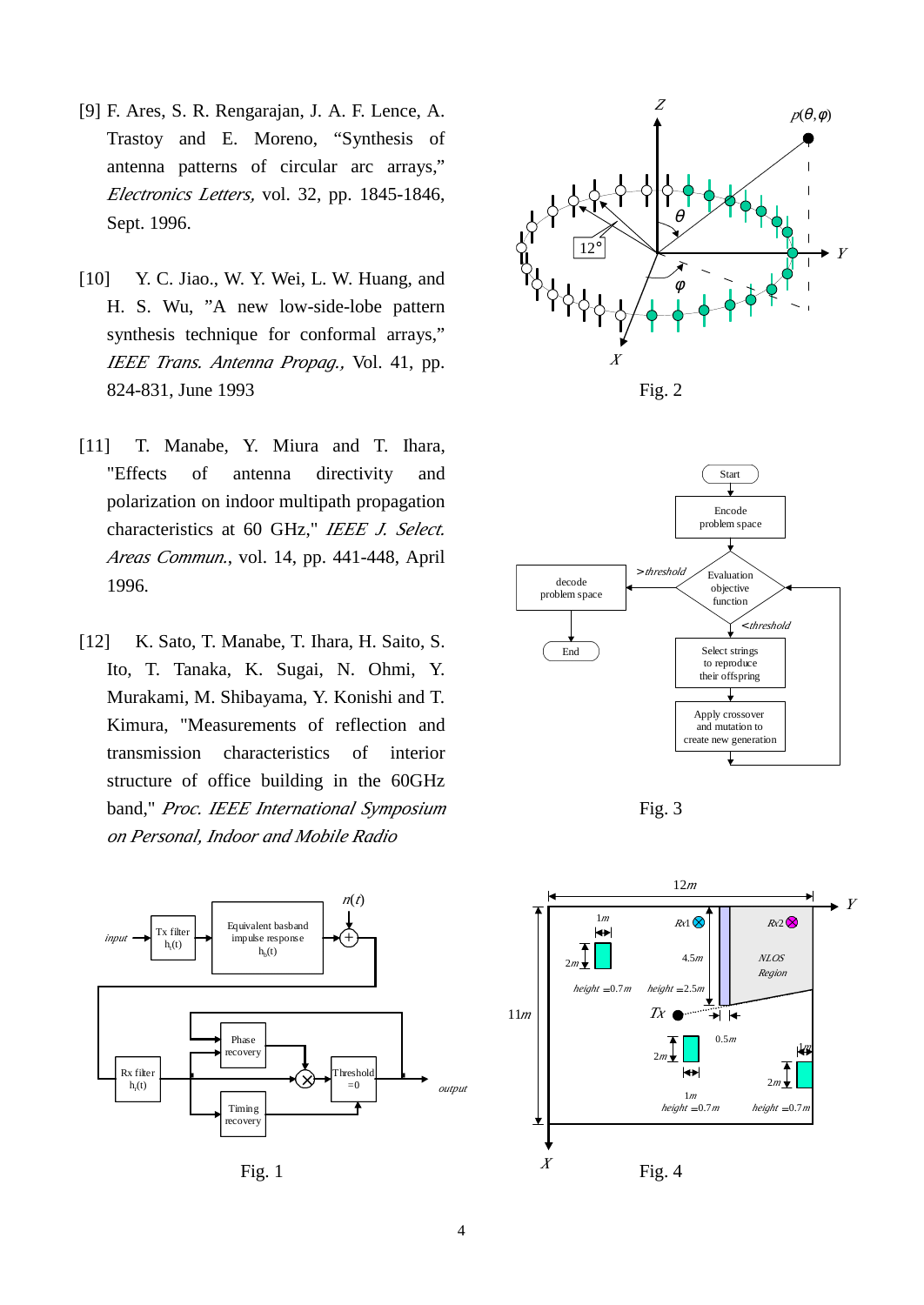[9] F. Ares, S. R. Rengarajan, J. A. F. Lence, A. Trastoy and E. Moreno, "Synthesis of antenna patterns of circular arc arrays," *Electronics Letters,* vol. 32, pp. 1845-1846, Sept. 1996.

[10] Y. C. Jiao., W. Y. Wei, L. W. Huang, and H. S. Wu, "A new low-side-lobe pattern synthesis technique for conformal arrays," *IEEE Trans. Antenna Propag.,* Vol. 41, pp. 824-831, June 1993

[11] T. Manabe, Y. Miura and T. Ihara, "Effects of antenna directivity and polarization on indoor multipath propagation characteristics at 60 GHz," *IEEE J. Select. Areas Commun.*, vol. 14, pp. 441-448, April 1996.

[12] K. Sato, T. Manabe, T. Ihara, H. Saito, S. Ito, T. Tanaka, K. Sugai, N. Ohmi, Y. Murakami, M. Shibayama, Y. Konishi and T. Kimura, "Measurements of reflection and transmission characteristics of interior structure of office building in the 60GHz band," *Proc. IEEE International Symposium on Personal, Indoor and Mobile Radio*

Fig. 2

Fig. 3

Fig. 1

Fig. 4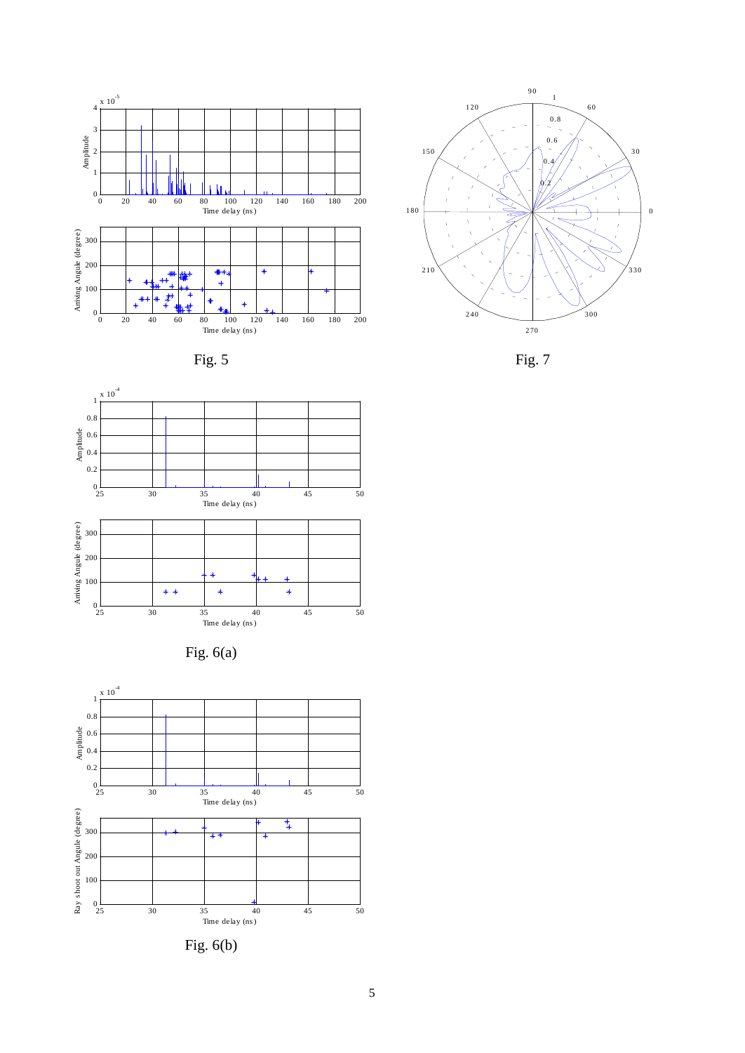x 10^-5

4

3

2

1

0

Amplitude

0 20 40 60 80 100 120 140 160 180 200

Time delay (ns)

Arriving Angle (degree)

300

200

100

0

0 20 40 60 80 100 120 140 160 180 200

Time delay (ns)

Fig. 5

90

1

120 60

0.8

0.6

150 30

0.4

0.2

180 0

210 330

240 300

270

Fig. 7

x 10^-4

1

0.8

0.6

0.4

0.2

0

Amplitude

25 30 35 40 45 50

Time delay (ns)

Arriving Angle (degree)

300

200

100

0

25 30 35 40 45 50

Time delay (ns)

Fig. 6(a)

x 10^-4

1

0.8

0.6

0.4

0.2

0

Amplitude

25 30 35 40 45 50

Time delay (ns)

Ray shoot out Angle (degree)

300

200

100

0

25 30 35 40 45 50

Time delay (ns)

Fig. 6(b)